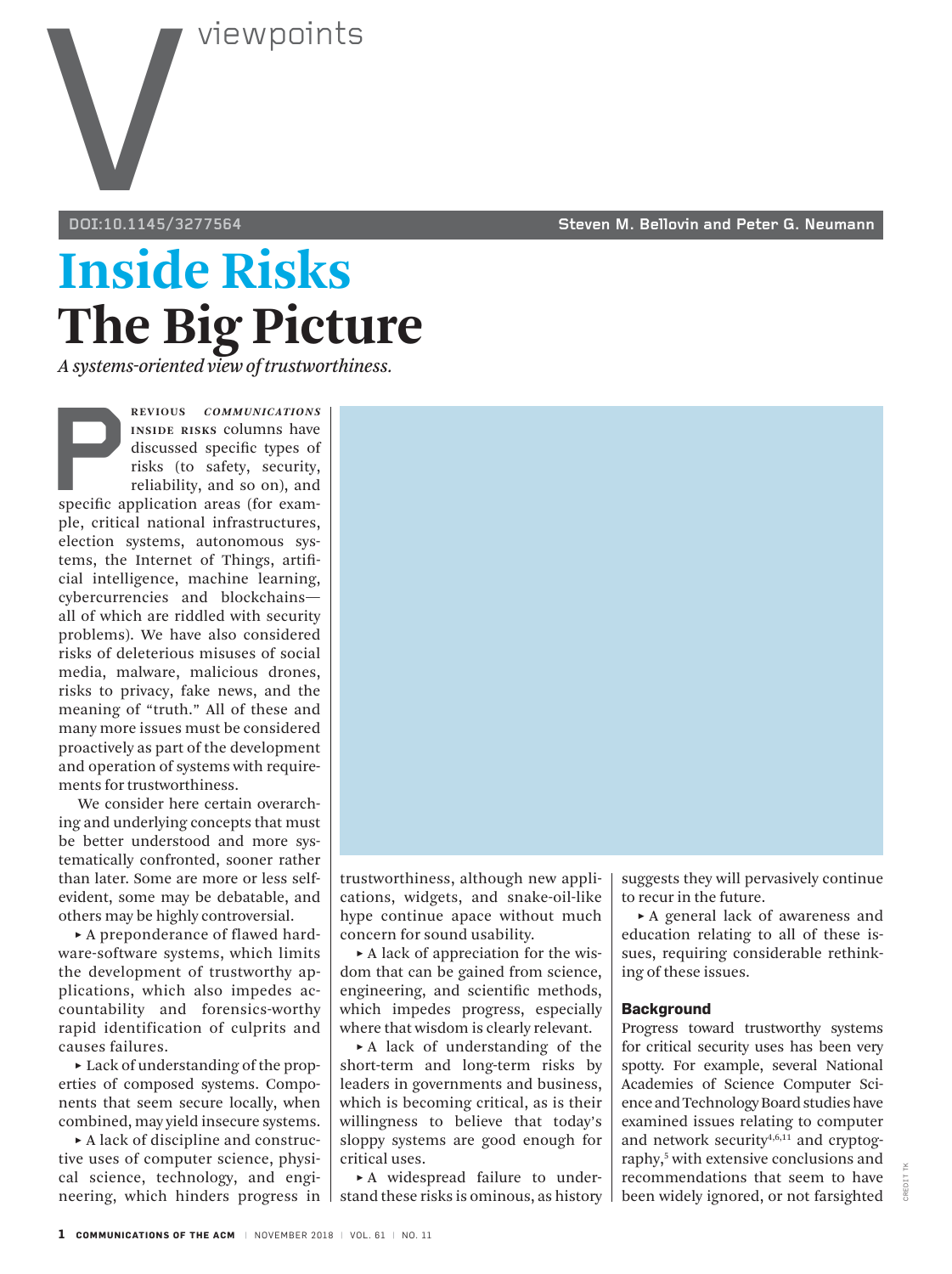viewpoints

DOI:10.1145/3277564

Steven M. Bellovin and Peter G. Neumann

# Inside Risks
# The Big Picture

*A systems-oriented view of trustworthiness.*

PREVIOUS *COMMUNICATIONS* INSIDE RISKS columns have discussed specific types of risks (to safety, security, reliability, and so on), and specific application areas (for example, critical national infrastructures, election systems, autonomous systems, the Internet of Things, artificial intelligence, machine learning, cybercurrencies and blockchains—all of which are riddled with security problems). We have also considered risks of deleterious misuses of social media, malware, malicious drones, risks to privacy, fake news, and the meaning of "truth." All of these and many more issues must be considered proactively as part of the development and operation of systems with requirements for trustworthiness.

We consider here certain overarching and underlying concepts that must be better understood and more systematically confronted, sooner rather than later. Some are more or less self-evident, some may be debatable, and others may be highly controversial.

- A preponderance of flawed hardware-software systems, which limits the development of trustworthy applications, which also impedes accountability and forensics-worthy rapid identification of culprits and causes failures.
- Lack of understanding of the properties of composed systems. Components that seem secure locally, when combined, may yield insecure systems.
- A lack of discipline and constructive uses of computer science, physical science, technology, and engineering, which hinders progress in trustworthiness, although new applications, widgets, and snake-oil-like hype continue apace without much concern for sound usability.
- A lack of appreciation for the wisdom that can be gained from science, engineering, and scientific methods, which impedes progress, especially where that wisdom is clearly relevant.
- A lack of understanding of the short-term and long-term risks by leaders in governments and business, which is becoming critical, as is their willingness to believe that today's sloppy systems are good enough for critical uses.
- A widespread failure to understand these risks is ominous, as history suggests they will pervasively continue to recur in the future.
- A general lack of awareness and education relating to all of these issues, requiring considerable rethinking of these issues.

### Background

Progress toward trustworthy systems for critical security uses has been very spotty. For example, several National Academies of Science Computer Science and Technology Board studies have examined issues relating to computer and network security[4,6,11] and cryptography,[5] with extensive conclusions and recommendations that seem to have been widely ignored, or not farsighted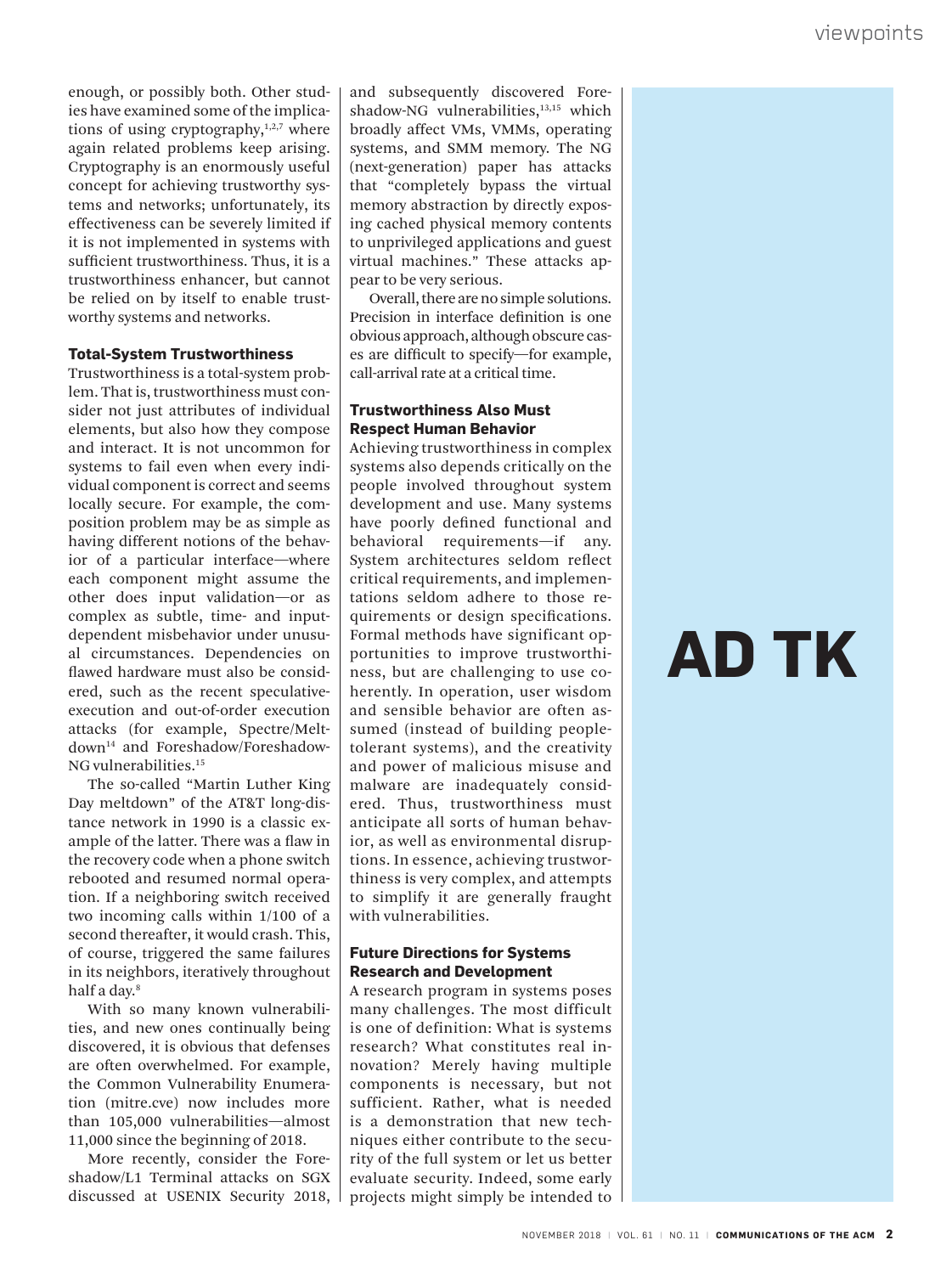enough, or possibly both. Other studies have examined some of the implications of using cryptography,[1,2,7] where again related problems keep arising. Cryptography is an enormously useful concept for achieving trustworthy systems and networks; unfortunately, its effectiveness can be severely limited if it is not implemented in systems with sufficient trustworthiness. Thus, it is a trustworthiness enhancer, but cannot be relied on by itself to enable trustworthy systems and networks.

### Total-System Trustworthiness

Trustworthiness is a total-system problem. That is, trustworthiness must consider not just attributes of individual elements, but also how they compose and interact. It is not uncommon for systems to fail even when every individual component is correct and seems locally secure. For example, the composition problem may be as simple as having different notions of the behavior of a particular interface—where each component might assume the other does input validation—or as complex as subtle, time- and input-dependent misbehavior under unusual circumstances. Dependencies on flawed hardware must also be considered, such as the recent speculative-execution and out-of-order execution attacks (for example, Spectre/Meltdown[14] and Foreshadow/Foreshadow-NG vulnerabilities.[15]

The so-called "Martin Luther King Day meltdown" of the AT&T long-distance network in 1990 is a classic example of the latter. There was a flaw in the recovery code when a phone switch rebooted and resumed normal operation. If a neighboring switch received two incoming calls within 1/100 of a second thereafter, it would crash. This, of course, triggered the same failures in its neighbors, iteratively throughout half a day.[8]

With so many known vulnerabilities, and new ones continually being discovered, it is obvious that defenses are often overwhelmed. For example, the Common Vulnerability Enumeration (mitre.cve) now includes more than 105,000 vulnerabilities—almost 11,000 since the beginning of 2018.

More recently, consider the Foreshadow/L1 Terminal attacks on SGX discussed at USENIX Security 2018, and subsequently discovered Foreshadow-NG vulnerabilities,[13,15] which broadly affect VMs, VMMs, operating systems, and SMM memory. The NG (next-generation) paper has attacks that "completely bypass the virtual memory abstraction by directly exposing cached physical memory contents to unprivileged applications and guest virtual machines." These attacks appear to be very serious.

Overall, there are no simple solutions. Precision in interface definition is one obvious approach, although obscure cases are difficult to specify—for example, call-arrival rate at a critical time.

### Trustworthiness Also Must Respect Human Behavior

Achieving trustworthiness in complex systems also depends critically on the people involved throughout system development and use. Many systems have poorly defined functional and behavioral requirements—if any. System architectures seldom reflect critical requirements, and implementations seldom adhere to those requirements or design specifications. Formal methods have significant opportunities to improve trustworthiness, but are challenging to use coherently. In operation, user wisdom and sensible behavior are often assumed (instead of building people-tolerant systems), and the creativity and power of malicious misuse and malware are inadequately considered. Thus, trustworthiness must anticipate all sorts of human behavior, as well as environmental disruptions. In essence, achieving trustworthiness is very complex, and attempts to simplify it are generally fraught with vulnerabilities.

### Future Directions for Systems Research and Development

A research program in systems poses many challenges. The most difficult is one of definition: What is systems research? What constitutes real innovation? Merely having multiple components is necessary, but not sufficient. Rather, what is needed is a demonstration that new techniques either contribute to the security of the full system or let us better evaluate security. Indeed, some early projects might simply be intended to

AD TK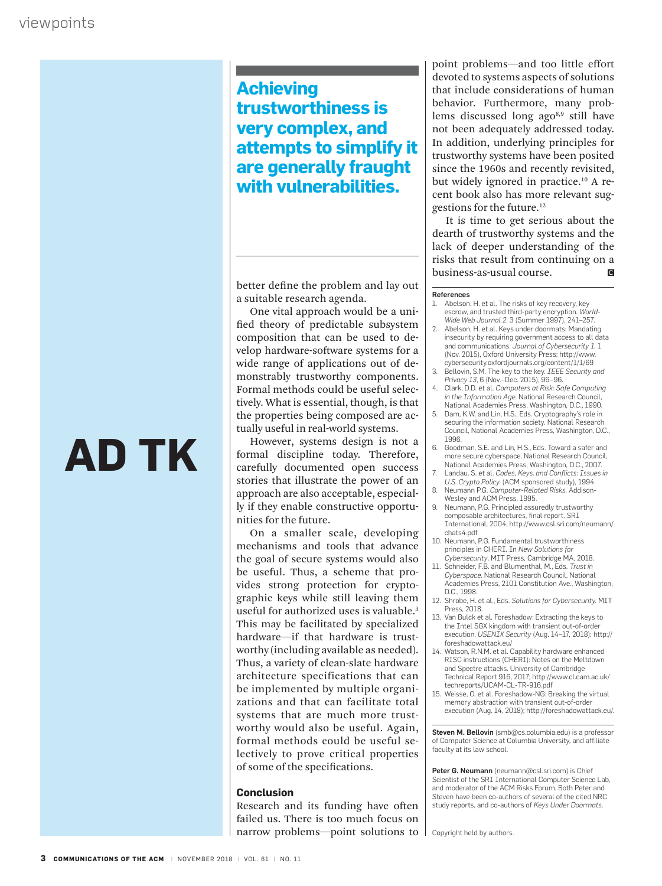> **Achieving trustworthiness is very complex, and attempts to simplify it are generally fraught with vulnerabilities.**

AD TK

better define the problem and lay out a suitable research agenda.

One vital approach would be a unified theory of predictable subsystem composition that can be used to develop hardware-software systems for a wide range of applications out of demonstrably trustworthy components. Formal methods could be useful selectively. What is essential, though, is that the properties being composed are actually useful in real-world systems.

However, systems design is not a formal discipline today. Therefore, carefully documented open success stories that illustrate the power of an approach are also acceptable, especially if they enable constructive opportunities for the future.

On a smaller scale, developing mechanisms and tools that advance the goal of secure systems would also be useful. Thus, a scheme that provides strong protection for cryptographic keys while still leaving them useful for authorized uses is valuable.[3] This may be facilitated by specialized hardware—if that hardware is trustworthy (including available as needed). Thus, a variety of clean-slate hardware architecture specifications that can be implemented by multiple organizations and that can facilitate total systems that are much more trustworthy would also be useful. Again, formal methods could be useful selectively to prove critical properties of some of the specifications.

## Conclusion

Research and its funding have often failed us. There is too much focus on narrow problems—point solutions to point problems—and too little effort devoted to systems aspects of solutions that include considerations of human behavior. Furthermore, many problems discussed long ago[8,9] still have not been adequately addressed today. In addition, underlying principles for trustworthy systems have been posited since the 1960s and recently revisited, but widely ignored in practice.[10] A recent book also has more relevant suggestions for the future.[12]

It is time to get serious about the dearth of trustworthy systems and the lack of deeper understanding of the risks that result from continuing on a business-as-usual course.

### References

1. Abelson, H. et al. The risks of key recovery, key escrow, and trusted third-party encryption. *World-Wide Web Journal 2*, 3 (Summer 1997), 241–257.
2. Abelson, H. et al. Keys under doormats: Mandating insecurity by requiring government access to all data and communications. *Journal of Cybersecurity 1*, 1 (Nov. 2015), Oxford University Press; http://www.cybersecurity.oxfordjournals.org/content/1/1/69
3. Bellovin, S.M. The key to the key. *IEEE Security and Privacy 13*, 6 (Nov.–Dec. 2015), 96–96.
4. Clark, D.D. et al. *Computers at Risk: Safe Computing in the Information Age.* National Research Council, National Academies Press, Washington, D.C., 1990.
5. Dam, K.W. and Lin, H.S., Eds. Cryptography's role in securing the information society. National Research Council, National Academies Press, Washington, D.C., 1996.
6. Goodman, S.E. and Lin, H.S., Eds. Toward a safer and more secure cyberspace. National Research Council, National Academies Press, Washington, D.C., 2007.
7. Landau, S. et al. *Codes, Keys, and Conflicts: Issues in U.S. Crypto Policy.* (ACM sponsored study), 1994.
8. Neumann P.G. *Computer-Related Risks.* Addison-Wesley and ACM Press, 1995.
9. Neumann, P.G. Principled assuredly trustworthy composable architectures, final report. SRI International, 2004; http://www.csl.sri.com/neumann/chats4.pdf
10. Neumann, P.G. Fundamental trustworthiness principles in CHERI. In *New Solutions for Cybersecurity*, MIT Press, Cambridge MA, 2018.
11. Schneider, F.B. and Blumenthal, M., Eds. *Trust in Cyberspace.* National Research Council, National Academies Press, 2101 Constitution Ave., Washington, D.C., 1998.
12. Shrobe, H. et al., Eds. *Solutions for Cybersecurity.* MIT Press, 2018.
13. Van Bulck et al. Foreshadow: Extracting the keys to the Intel SGX kingdom with transient out-of-order execution. *USENIX Security* (Aug. 14–17, 2018); http://foreshadowattack.eu/
14. Watson, R.N.M. et al. Capability hardware enhanced RISC instructions (CHERI): Notes on the Meltdown and Spectre attacks. University of Cambridge Technical Report 916, 2017; http://www.cl.cam.ac.uk/techreports/UCAM-CL-TR-916.pdf
15. Weisse, O. et al. Foreshadow-NG: Breaking the virtual memory abstraction with transient out-of-order execution (Aug. 14, 2018); http://foreshadowattack.eu/.

**Steven M. Bellovin** (smb@cs.columbia.edu) is a professor of Computer Science at Columbia University, and affiliate faculty at its law school.

**Peter G. Neumann** (neumann@csl.sri.com) is Chief Scientist of the SRI International Computer Science Lab, and moderator of the ACM Risks Forum. Both Peter and Steven have been co-authors of several of the cited NRC study reports, and co-authors of *Keys Under Doormats.*

Copyright held by authors.